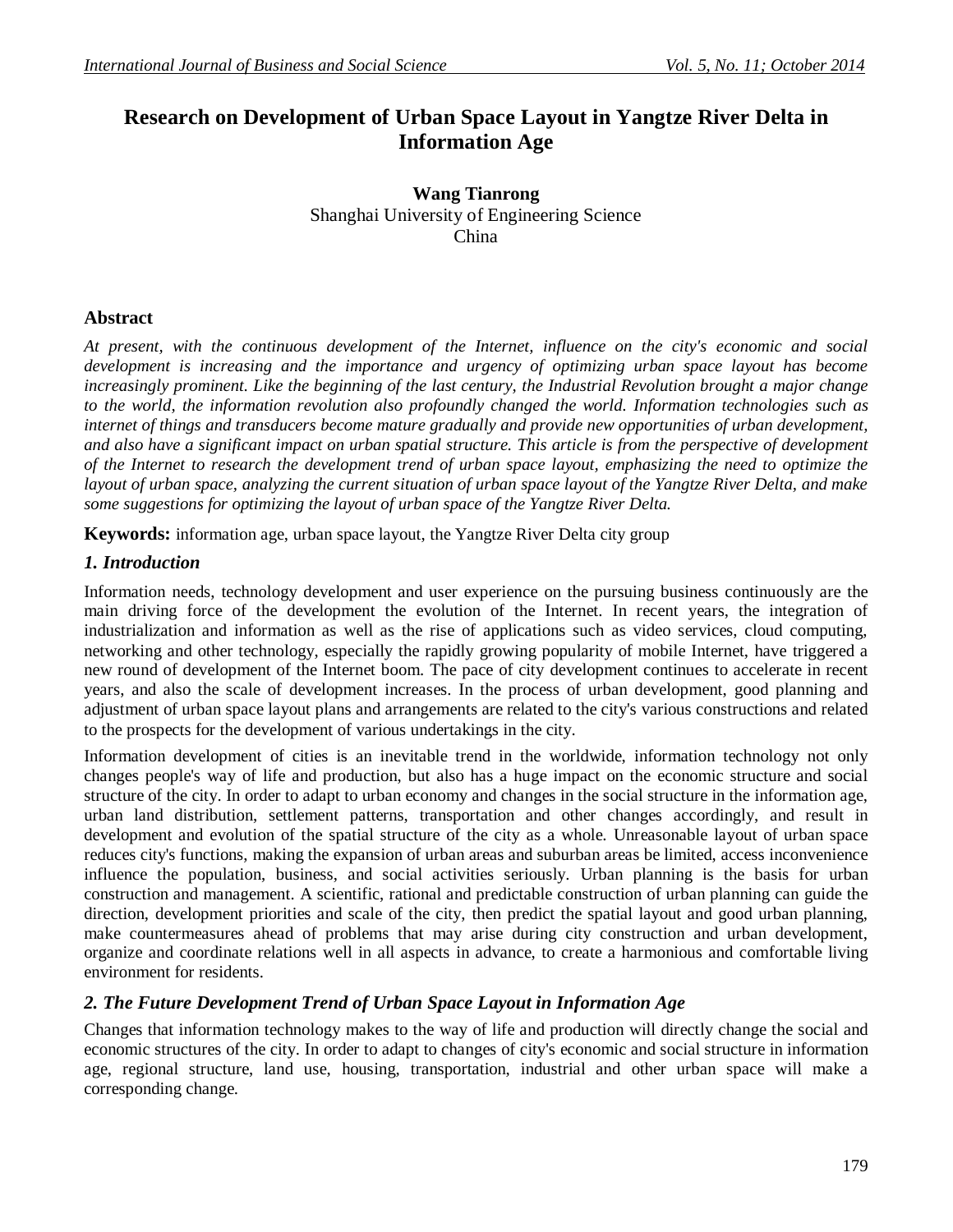# Research on Development of Urban Space Layout in Yangtze River Delta in Information Age

**Wang Tianrong**
Shanghai University of Engineering Science
China

## Abstract

*At present, with the continuous development of the Internet, influence on the city's economic and social development is increasing and the importance and urgency of optimizing urban space layout has become increasingly prominent. Like the beginning of the last century, the Industrial Revolution brought a major change to the world, the information revolution also profoundly changed the world. Information technologies such as internet of things and transducers become mature gradually and provide new opportunities of urban development, and also have a significant impact on urban spatial structure. This article is from the perspective of development of the Internet to research the development trend of urban space layout, emphasizing the need to optimize the layout of urban space, analyzing the current situation of urban space layout of the Yangtze River Delta, and make some suggestions for optimizing the layout of urban space of the Yangtze River Delta.*

**Keywords:** information age, urban space layout, the Yangtze River Delta city group

## *1. Introduction*

Information needs, technology development and user experience on the pursuing business continuously are the main driving force of the development the evolution of the Internet. In recent years, the integration of industrialization and information as well as the rise of applications such as video services, cloud computing, networking and other technology, especially the rapidly growing popularity of mobile Internet, have triggered a new round of development of the Internet boom. The pace of city development continues to accelerate in recent years, and also the scale of development increases. In the process of urban development, good planning and adjustment of urban space layout plans and arrangements are related to the city's various constructions and related to the prospects for the development of various undertakings in the city.

Information development of cities is an inevitable trend in the worldwide, information technology not only changes people's way of life and production, but also has a huge impact on the economic structure and social structure of the city. In order to adapt to urban economy and changes in the social structure in the information age, urban land distribution, settlement patterns, transportation and other changes accordingly, and result in development and evolution of the spatial structure of the city as a whole. Unreasonable layout of urban space reduces city's functions, making the expansion of urban areas and suburban areas be limited, access inconvenience influence the population, business, and social activities seriously. Urban planning is the basis for urban construction and management. A scientific, rational and predictable construction of urban planning can guide the direction, development priorities and scale of the city, then predict the spatial layout and good urban planning, make countermeasures ahead of problems that may arise during city construction and urban development, organize and coordinate relations well in all aspects in advance, to create a harmonious and comfortable living environment for residents.

## *2. The Future Development Trend of Urban Space Layout in Information Age*

Changes that information technology makes to the way of life and production will directly change the social and economic structures of the city. In order to adapt to changes of city's economic and social structure in information age, regional structure, land use, housing, transportation, industrial and other urban space will make a corresponding change.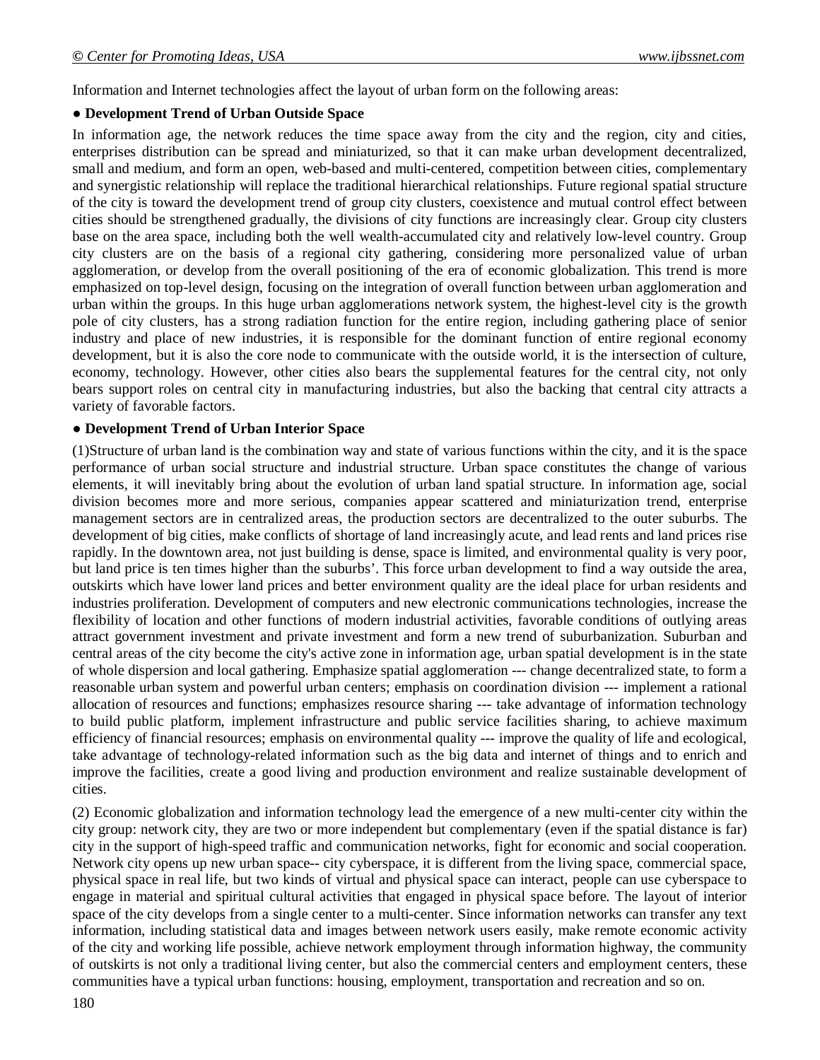Information and Internet technologies affect the layout of urban form on the following areas:

**● Development Trend of Urban Outside Space**

In information age, the network reduces the time space away from the city and the region, city and cities, enterprises distribution can be spread and miniaturized, so that it can make urban development decentralized, small and medium, and form an open, web-based and multi-centered, competition between cities, complementary and synergistic relationship will replace the traditional hierarchical relationships. Future regional spatial structure of the city is toward the development trend of group city clusters, coexistence and mutual control effect between cities should be strengthened gradually, the divisions of city functions are increasingly clear. Group city clusters base on the area space, including both the well wealth-accumulated city and relatively low-level country. Group city clusters are on the basis of a regional city gathering, considering more personalized value of urban agglomeration, or develop from the overall positioning of the era of economic globalization. This trend is more emphasized on top-level design, focusing on the integration of overall function between urban agglomeration and urban within the groups. In this huge urban agglomerations network system, the highest-level city is the growth pole of city clusters, has a strong radiation function for the entire region, including gathering place of senior industry and place of new industries, it is responsible for the dominant function of entire regional economy development, but it is also the core node to communicate with the outside world, it is the intersection of culture, economy, technology. However, other cities also bears the supplemental features for the central city, not only bears support roles on central city in manufacturing industries, but also the backing that central city attracts a variety of favorable factors.

**● Development Trend of Urban Interior Space**

(1)Structure of urban land is the combination way and state of various functions within the city, and it is the space performance of urban social structure and industrial structure. Urban space constitutes the change of various elements, it will inevitably bring about the evolution of urban land spatial structure. In information age, social division becomes more and more serious, companies appear scattered and miniaturization trend, enterprise management sectors are in centralized areas, the production sectors are decentralized to the outer suburbs. The development of big cities, make conflicts of shortage of land increasingly acute, and lead rents and land prices rise rapidly. In the downtown area, not just building is dense, space is limited, and environmental quality is very poor, but land price is ten times higher than the suburbs'. This force urban development to find a way outside the area, outskirts which have lower land prices and better environment quality are the ideal place for urban residents and industries proliferation. Development of computers and new electronic communications technologies, increase the flexibility of location and other functions of modern industrial activities, favorable conditions of outlying areas attract government investment and private investment and form a new trend of suburbanization. Suburban and central areas of the city become the city's active zone in information age, urban spatial development is in the state of whole dispersion and local gathering. Emphasize spatial agglomeration --- change decentralized state, to form a reasonable urban system and powerful urban centers; emphasis on coordination division --- implement a rational allocation of resources and functions; emphasizes resource sharing --- take advantage of information technology to build public platform, implement infrastructure and public service facilities sharing, to achieve maximum efficiency of financial resources; emphasis on environmental quality --- improve the quality of life and ecological, take advantage of technology-related information such as the big data and internet of things and to enrich and improve the facilities, create a good living and production environment and realize sustainable development of cities.

(2) Economic globalization and information technology lead the emergence of a new multi-center city within the city group: network city, they are two or more independent but complementary (even if the spatial distance is far) city in the support of high-speed traffic and communication networks, fight for economic and social cooperation. Network city opens up new urban space-- city cyberspace, it is different from the living space, commercial space, physical space in real life, but two kinds of virtual and physical space can interact, people can use cyberspace to engage in material and spiritual cultural activities that engaged in physical space before. The layout of interior space of the city develops from a single center to a multi-center. Since information networks can transfer any text information, including statistical data and images between network users easily, make remote economic activity of the city and working life possible, achieve network employment through information highway, the community of outskirts is not only a traditional living center, but also the commercial centers and employment centers, these communities have a typical urban functions: housing, employment, transportation and recreation and so on.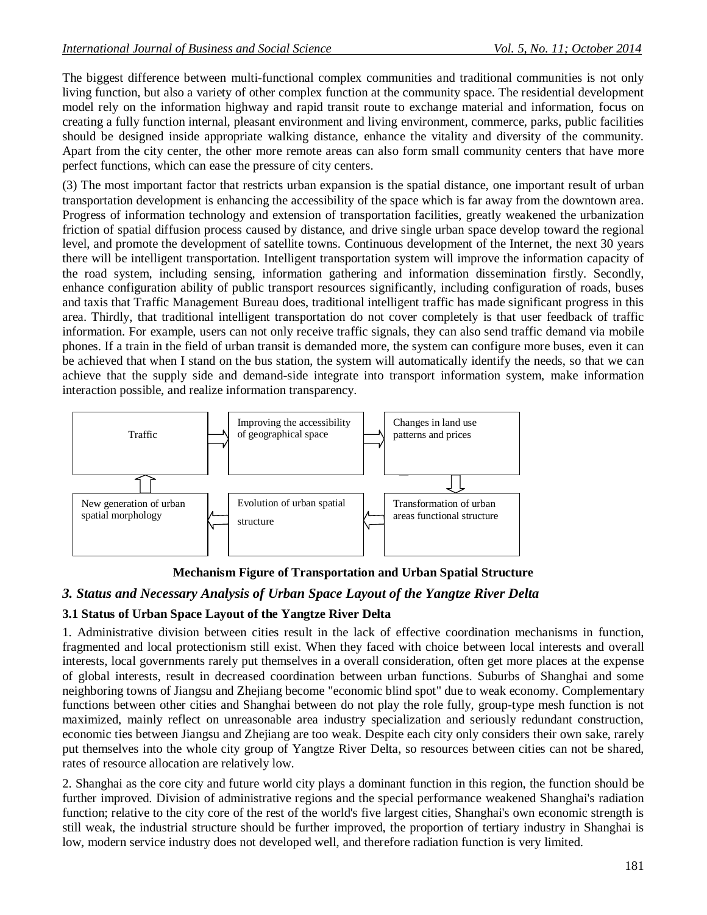The biggest difference between multi-functional complex communities and traditional communities is not only living function, but also a variety of other complex function at the community space. The residential development model rely on the information highway and rapid transit route to exchange material and information, focus on creating a fully function internal, pleasant environment and living environment, commerce, parks, public facilities should be designed inside appropriate walking distance, enhance the vitality and diversity of the community. Apart from the city center, the other more remote areas can also form small community centers that have more perfect functions, which can ease the pressure of city centers.

(3) The most important factor that restricts urban expansion is the spatial distance, one important result of urban transportation development is enhancing the accessibility of the space which is far away from the downtown area. Progress of information technology and extension of transportation facilities, greatly weakened the urbanization friction of spatial diffusion process caused by distance, and drive single urban space develop toward the regional level, and promote the development of satellite towns. Continuous development of the Internet, the next 30 years there will be intelligent transportation. Intelligent transportation system will improve the information capacity of the road system, including sensing, information gathering and information dissemination firstly. Secondly, enhance configuration ability of public transport resources significantly, including configuration of roads, buses and taxis that Traffic Management Bureau does, traditional intelligent traffic has made significant progress in this area. Thirdly, that traditional intelligent transportation do not cover completely is that user feedback of traffic information. For example, users can not only receive traffic signals, they can also send traffic demand via mobile phones. If a train in the field of urban transit is demanded more, the system can configure more buses, even it can be achieved that when I stand on the bus station, the system will automatically identify the needs, so that we can achieve that the supply side and demand-side integrate into transport information system, make information interaction possible, and realize information transparency.

Traffic → Improving the accessibility of geographical space → Changes in land use patterns and prices → Transformation of urban areas functional structure → Evolution of urban spatial structure → New generation of urban spatial morphology → Traffic

**Mechanism Figure of Transportation and Urban Spatial Structure**

## *3. Status and Necessary Analysis of Urban Space Layout of the Yangtze River Delta*

### 3.1 Status of Urban Space Layout of the Yangtze River Delta

1. Administrative division between cities result in the lack of effective coordination mechanisms in function, fragmented and local protectionism still exist. When they faced with choice between local interests and overall interests, local governments rarely put themselves in a overall consideration, often get more places at the expense of global interests, result in decreased coordination between urban functions. Suburbs of Shanghai and some neighboring towns of Jiangsu and Zhejiang become "economic blind spot" due to weak economy. Complementary functions between other cities and Shanghai between do not play the role fully, group-type mesh function is not maximized, mainly reflect on unreasonable area industry specialization and seriously redundant construction, economic ties between Jiangsu and Zhejiang are too weak. Despite each city only considers their own sake, rarely put themselves into the whole city group of Yangtze River Delta, so resources between cities can not be shared, rates of resource allocation are relatively low.

2. Shanghai as the core city and future world city plays a dominant function in this region, the function should be further improved. Division of administrative regions and the special performance weakened Shanghai's radiation function; relative to the city core of the rest of the world's five largest cities, Shanghai's own economic strength is still weak, the industrial structure should be further improved, the proportion of tertiary industry in Shanghai is low, modern service industry does not developed well, and therefore radiation function is very limited.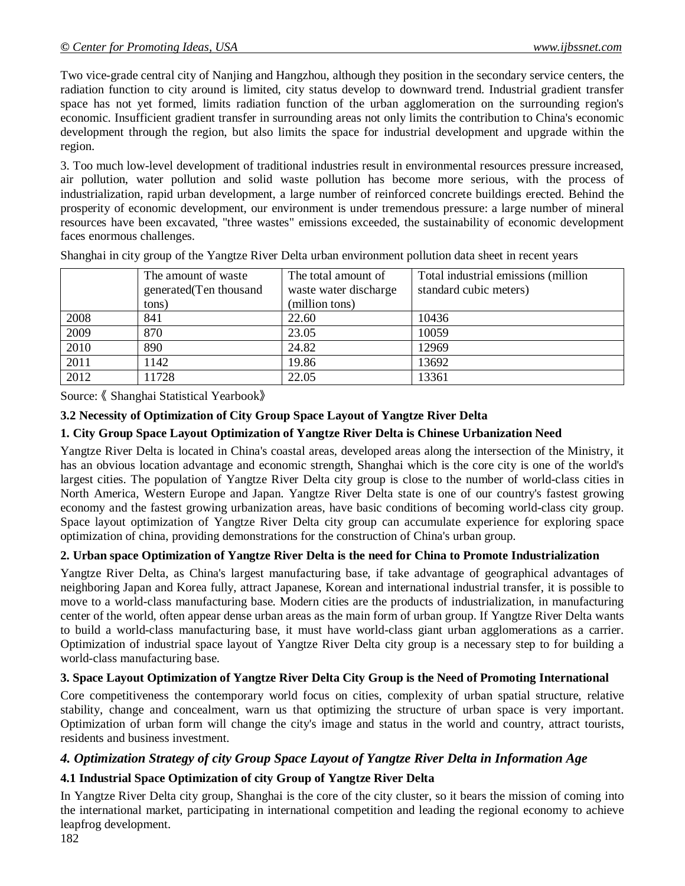Two vice-grade central city of Nanjing and Hangzhou, although they position in the secondary service centers, the radiation function to city around is limited, city status develop to downward trend. Industrial gradient transfer space has not yet formed, limits radiation function of the urban agglomeration on the surrounding region's economic. Insufficient gradient transfer in surrounding areas not only limits the contribution to China's economic development through the region, but also limits the space for industrial development and upgrade within the region.

3. Too much low-level development of traditional industries result in environmental resources pressure increased, air pollution, water pollution and solid waste pollution has become more serious, with the process of industrialization, rapid urban development, a large number of reinforced concrete buildings erected. Behind the prosperity of economic development, our environment is under tremendous pressure: a large number of mineral resources have been excavated, "three wastes" emissions exceeded, the sustainability of economic development faces enormous challenges.

Shanghai in city group of the Yangtze River Delta urban environment pollution data sheet in recent years

| | The amount of waste generated(Ten thousand tons) | The total amount of waste water discharge (million tons) | Total industrial emissions (million standard cubic meters) |
|---|---|---|---|
| 2008 | 841 | 22.60 | 10436 |
| 2009 | 870 | 23.05 | 10059 |
| 2010 | 890 | 24.82 | 12969 |
| 2011 | 1142 | 19.86 | 13692 |
| 2012 | 11728 | 22.05 | 13361 |

Source:《 Shanghai Statistical Yearbook》

### 3.2 Necessity of Optimization of City Group Space Layout of Yangtze River Delta

**1. City Group Space Layout Optimization of Yangtze River Delta is Chinese Urbanization Need**

Yangtze River Delta is located in China's coastal areas, developed areas along the intersection of the Ministry, it has an obvious location advantage and economic strength, Shanghai which is the core city is one of the world's largest cities. The population of Yangtze River Delta city group is close to the number of world-class cities in North America, Western Europe and Japan. Yangtze River Delta state is one of our country's fastest growing economy and the fastest growing urbanization areas, have basic conditions of becoming world-class city group. Space layout optimization of Yangtze River Delta city group can accumulate experience for exploring space optimization of china, providing demonstrations for the construction of China's urban group.

**2. Urban space Optimization of Yangtze River Delta is the need for China to Promote Industrialization**

Yangtze River Delta, as China's largest manufacturing base, if take advantage of geographical advantages of neighboring Japan and Korea fully, attract Japanese, Korean and international industrial transfer, it is possible to move to a world-class manufacturing base. Modern cities are the products of industrialization, in manufacturing center of the world, often appear dense urban areas as the main form of urban group. If Yangtze River Delta wants to build a world-class manufacturing base, it must have world-class giant urban agglomerations as a carrier. Optimization of industrial space layout of Yangtze River Delta city group is a necessary step to for building a world-class manufacturing base.

**3. Space Layout Optimization of Yangtze River Delta City Group is the Need of Promoting International**

Core competitiveness the contemporary world focus on cities, complexity of urban spatial structure, relative stability, change and concealment, warn us that optimizing the structure of urban space is very important. Optimization of urban form will change the city's image and status in the world and country, attract tourists, residents and business investment.

## *4. Optimization Strategy of city Group Space Layout of Yangtze River Delta in Information Age*

### 4.1 Industrial Space Optimization of city Group of Yangtze River Delta

In Yangtze River Delta city group, Shanghai is the core of the city cluster, so it bears the mission of coming into the international market, participating in international competition and leading the regional economy to achieve leapfrog development.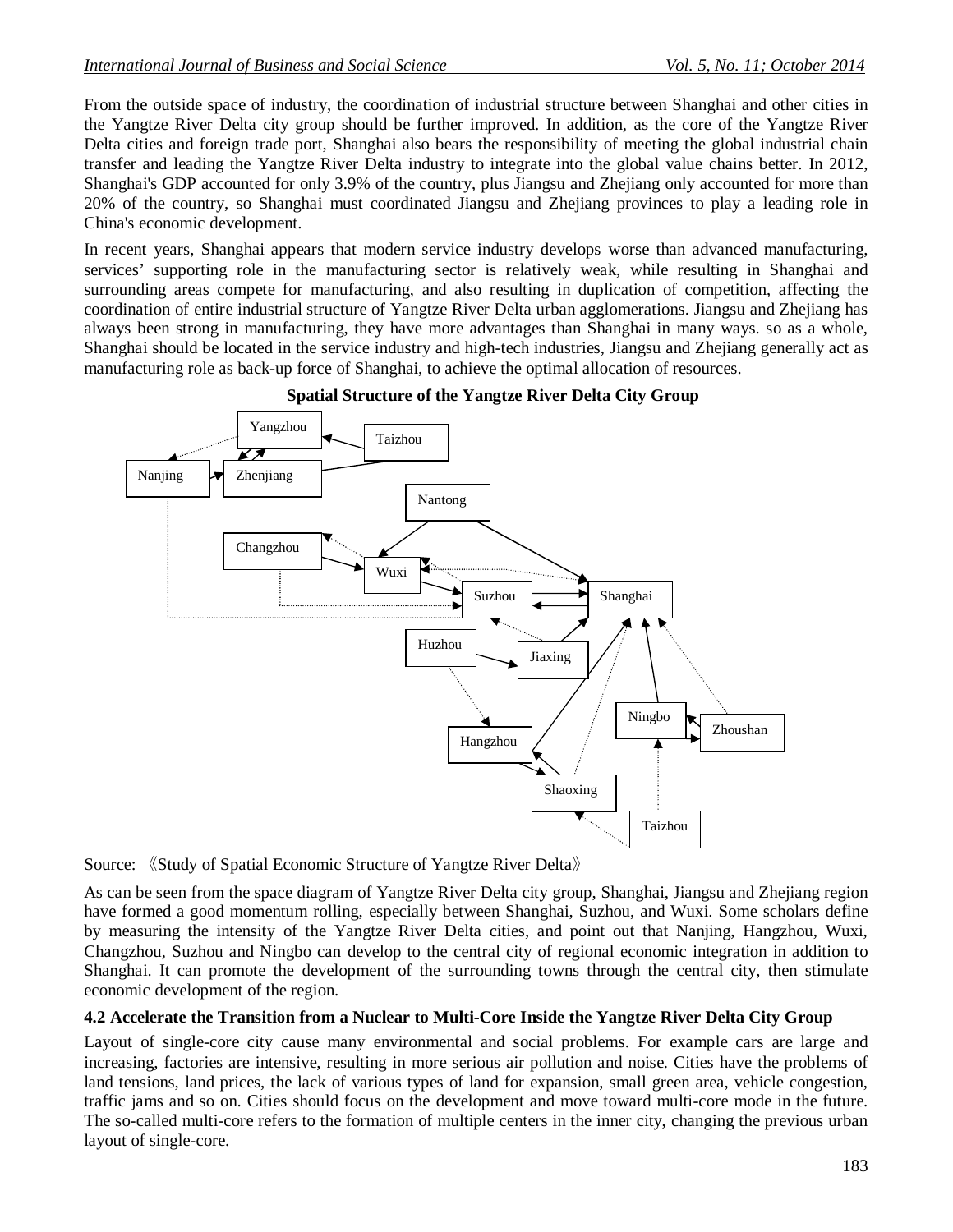From the outside space of industry, the coordination of industrial structure between Shanghai and other cities in the Yangtze River Delta city group should be further improved. In addition, as the core of the Yangtze River Delta cities and foreign trade port, Shanghai also bears the responsibility of meeting the global industrial chain transfer and leading the Yangtze River Delta industry to integrate into the global value chains better. In 2012, Shanghai's GDP accounted for only 3.9% of the country, plus Jiangsu and Zhejiang only accounted for more than 20% of the country, so Shanghai must coordinated Jiangsu and Zhejiang provinces to play a leading role in China's economic development.

In recent years, Shanghai appears that modern service industry develops worse than advanced manufacturing, services' supporting role in the manufacturing sector is relatively weak, while resulting in Shanghai and surrounding areas compete for manufacturing, and also resulting in duplication of competition, affecting the coordination of entire industrial structure of Yangtze River Delta urban agglomerations. Jiangsu and Zhejiang has always been strong in manufacturing, they have more advantages than Shanghai in many ways. so as a whole, Shanghai should be located in the service industry and high-tech industries, Jiangsu and Zhejiang generally act as manufacturing role as back-up force of Shanghai, to achieve the optimal allocation of resources.

**Spatial Structure of the Yangtze River Delta City Group**

Yangzhou, Taizhou, Nanjing, Zhenjiang, Nantong, Changzhou, Wuxi, Suzhou, Shanghai, Huzhou, Jiaxing, Ningbo, Zhoushan, Hangzhou, Shaoxing, Taizhou

Source: 《Study of Spatial Economic Structure of Yangtze River Delta》

As can be seen from the space diagram of Yangtze River Delta city group, Shanghai, Jiangsu and Zhejiang region have formed a good momentum rolling, especially between Shanghai, Suzhou, and Wuxi. Some scholars define by measuring the intensity of the Yangtze River Delta cities, and point out that Nanjing, Hangzhou, Wuxi, Changzhou, Suzhou and Ningbo can develop to the central city of regional economic integration in addition to Shanghai. It can promote the development of the surrounding towns through the central city, then stimulate economic development of the region.

### 4.2 Accelerate the Transition from a Nuclear to Multi-Core Inside the Yangtze River Delta City Group

Layout of single-core city cause many environmental and social problems. For example cars are large and increasing, factories are intensive, resulting in more serious air pollution and noise. Cities have the problems of land tensions, land prices, the lack of various types of land for expansion, small green area, vehicle congestion, traffic jams and so on. Cities should focus on the development and move toward multi-core mode in the future. The so-called multi-core refers to the formation of multiple centers in the inner city, changing the previous urban layout of single-core.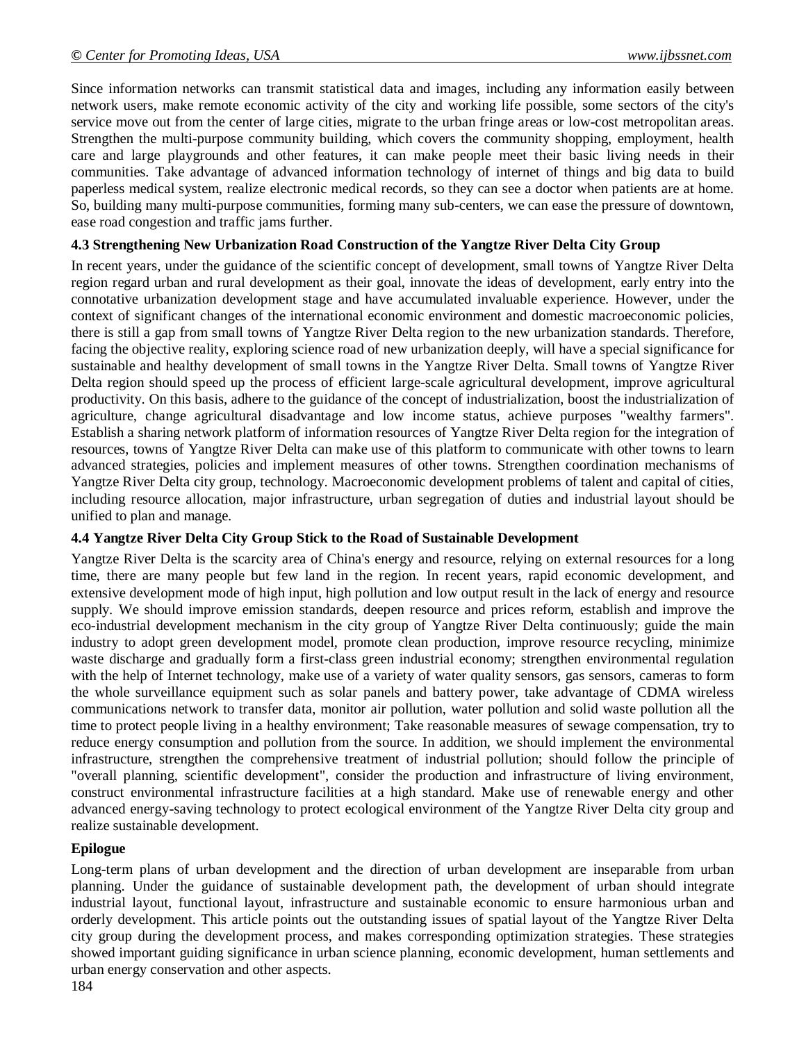Since information networks can transmit statistical data and images, including any information easily between network users, make remote economic activity of the city and working life possible, some sectors of the city's service move out from the center of large cities, migrate to the urban fringe areas or low-cost metropolitan areas. Strengthen the multi-purpose community building, which covers the community shopping, employment, health care and large playgrounds and other features, it can make people meet their basic living needs in their communities. Take advantage of advanced information technology of internet of things and big data to build paperless medical system, realize electronic medical records, so they can see a doctor when patients are at home. So, building many multi-purpose communities, forming many sub-centers, we can ease the pressure of downtown, ease road congestion and traffic jams further.

### 4.3 Strengthening New Urbanization Road Construction of the Yangtze River Delta City Group

In recent years, under the guidance of the scientific concept of development, small towns of Yangtze River Delta region regard urban and rural development as their goal, innovate the ideas of development, early entry into the connotative urbanization development stage and have accumulated invaluable experience. However, under the context of significant changes of the international economic environment and domestic macroeconomic policies, there is still a gap from small towns of Yangtze River Delta region to the new urbanization standards. Therefore, facing the objective reality, exploring science road of new urbanization deeply, will have a special significance for sustainable and healthy development of small towns in the Yangtze River Delta. Small towns of Yangtze River Delta region should speed up the process of efficient large-scale agricultural development, improve agricultural productivity. On this basis, adhere to the guidance of the concept of industrialization, boost the industrialization of agriculture, change agricultural disadvantage and low income status, achieve purposes "wealthy farmers". Establish a sharing network platform of information resources of Yangtze River Delta region for the integration of resources, towns of Yangtze River Delta can make use of this platform to communicate with other towns to learn advanced strategies, policies and implement measures of other towns. Strengthen coordination mechanisms of Yangtze River Delta city group, technology. Macroeconomic development problems of talent and capital of cities, including resource allocation, major infrastructure, urban segregation of duties and industrial layout should be unified to plan and manage.

### 4.4 Yangtze River Delta City Group Stick to the Road of Sustainable Development

Yangtze River Delta is the scarcity area of China's energy and resource, relying on external resources for a long time, there are many people but few land in the region. In recent years, rapid economic development, and extensive development mode of high input, high pollution and low output result in the lack of energy and resource supply. We should improve emission standards, deepen resource and prices reform, establish and improve the eco-industrial development mechanism in the city group of Yangtze River Delta continuously; guide the main industry to adopt green development model, promote clean production, improve resource recycling, minimize waste discharge and gradually form a first-class green industrial economy; strengthen environmental regulation with the help of Internet technology, make use of a variety of water quality sensors, gas sensors, cameras to form the whole surveillance equipment such as solar panels and battery power, take advantage of CDMA wireless communications network to transfer data, monitor air pollution, water pollution and solid waste pollution all the time to protect people living in a healthy environment; Take reasonable measures of sewage compensation, try to reduce energy consumption and pollution from the source. In addition, we should implement the environmental infrastructure, strengthen the comprehensive treatment of industrial pollution; should follow the principle of "overall planning, scientific development", consider the production and infrastructure of living environment, construct environmental infrastructure facilities at a high standard. Make use of renewable energy and other advanced energy-saving technology to protect ecological environment of the Yangtze River Delta city group and realize sustainable development.

## Epilogue

Long-term plans of urban development and the direction of urban development are inseparable from urban planning. Under the guidance of sustainable development path, the development of urban should integrate industrial layout, functional layout, infrastructure and sustainable economic to ensure harmonious urban and orderly development. This article points out the outstanding issues of spatial layout of the Yangtze River Delta city group during the development process, and makes corresponding optimization strategies. These strategies showed important guiding significance in urban science planning, economic development, human settlements and urban energy conservation and other aspects.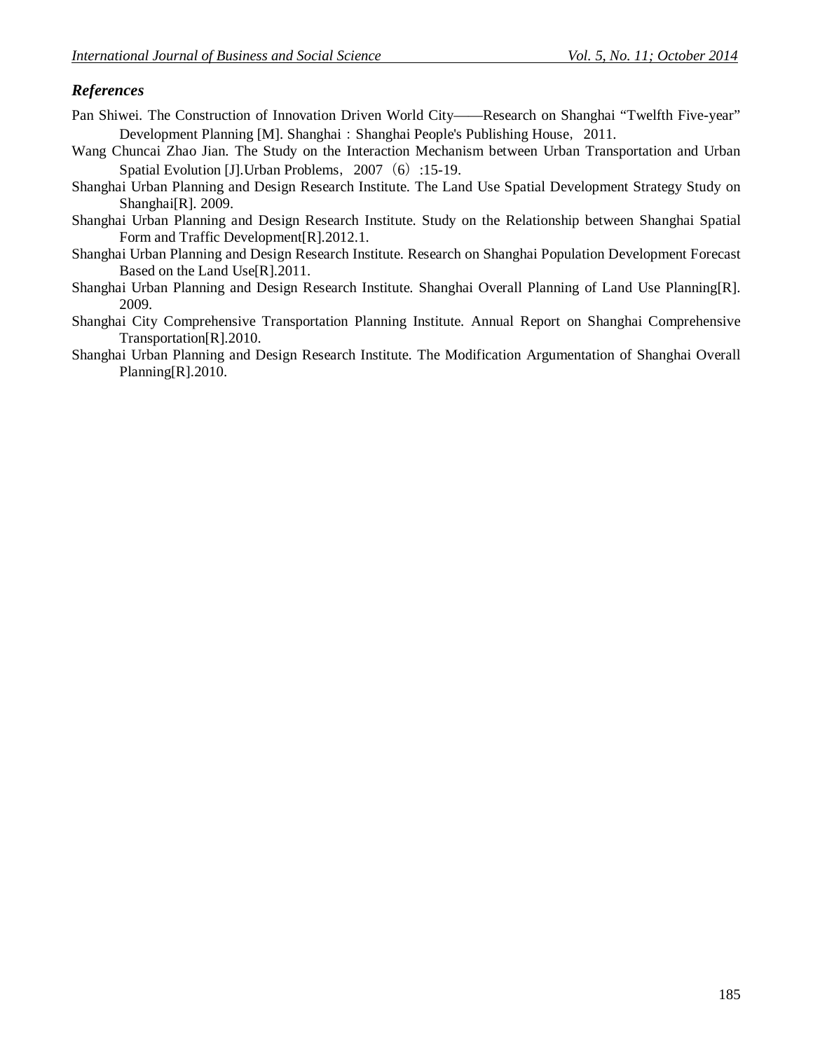### *References*

Pan Shiwei. The Construction of Innovation Driven World City——Research on Shanghai “Twelfth Five-year” Development Planning [M]. Shanghai：Shanghai People's Publishing House，2011.

Wang Chuncai Zhao Jian. The Study on the Interaction Mechanism between Urban Transportation and Urban Spatial Evolution [J].Urban Problems，2007（6）:15-19.

Shanghai Urban Planning and Design Research Institute. The Land Use Spatial Development Strategy Study on Shanghai[R]. 2009.

Shanghai Urban Planning and Design Research Institute. Study on the Relationship between Shanghai Spatial Form and Traffic Development[R].2012.1.

Shanghai Urban Planning and Design Research Institute. Research on Shanghai Population Development Forecast Based on the Land Use[R].2011.

Shanghai Urban Planning and Design Research Institute. Shanghai Overall Planning of Land Use Planning[R]. 2009.

Shanghai City Comprehensive Transportation Planning Institute. Annual Report on Shanghai Comprehensive Transportation[R].2010.

Shanghai Urban Planning and Design Research Institute. The Modification Argumentation of Shanghai Overall Planning[R].2010.